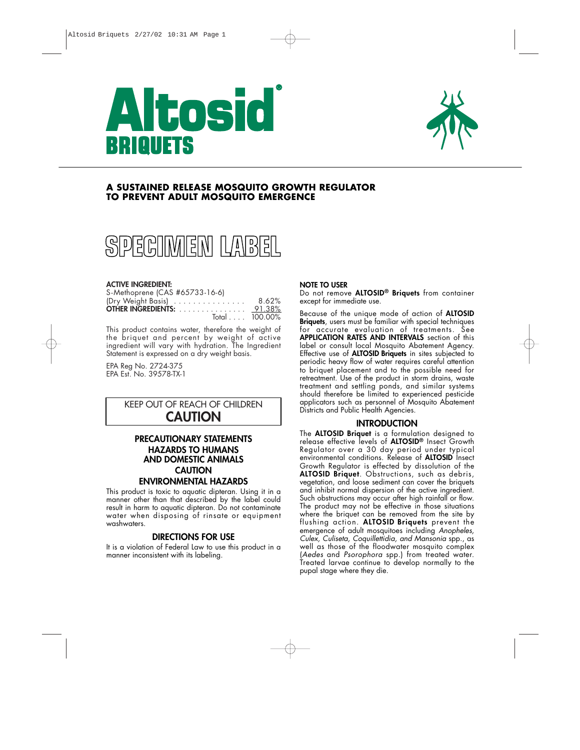# Altosid® BRIQUETS

## A SUSTAINED RELEASE MOSQUITO GROWTH REGULATOR TO PREVENT ADULT MOSQUITO EMERGENCE

# SPECIMEN LABEL

**ACTIVE INGREDIENT:**

| | |
|---|---|
| S-Methoprene (CAS #65733-16-6) (Dry Weight Basis) | 8.62% |
| **OTHER INGREDIENTS:** | 91.38% |
| Total | 100.00% |

This product contains water, therefore the weight of the briquet and percent by weight of active ingredient will vary with hydration. The Ingredient Statement is expressed on a dry weight basis.

EPA Reg No. 2724-375
EPA Est. No. 39578-TX-1

KEEP OUT OF REACH OF CHILDREN
**CAUTION**

### PRECAUTIONARY STATEMENTS
### HAZARDS TO HUMANS AND DOMESTIC ANIMALS
### CAUTION
### ENVIRONMENTAL HAZARDS

This product is toxic to aquatic dipteran. Using it in a manner other than that described by the label could result in harm to aquatic dipteran. Do not contaminate water when disposing of rinsate or equipment washwaters.

### DIRECTIONS FOR USE

It is a violation of Federal Law to use this product in a manner inconsistent with its labeling.

**NOTE TO USER**

Do not remove **ALTOSID® Briquets** from container except for immediate use.

Because of the unique mode of action of **ALTOSID Briquets**, users must be familiar with special techniques for accurate evaluation of treatments. See **APPLICATION RATES AND INTERVALS** section of this label or consult local Mosquito Abatement Agency. Effective use of **ALTOSID Briquets** in sites subjected to periodic heavy flow of water requires careful attention to briquet placement and to the possible need for retreatment. Use of the product in storm drains, waste treatment and settling ponds, and similar systems should therefore be limited to experienced pesticide applicators such as personnel of Mosquito Abatement Districts and Public Health Agencies.

### INTRODUCTION

The **ALTOSID Briquet** is a formulation designed to release effective levels of **ALTOSID®** Insect Growth Regulator over a 30 day period under typical environmental conditions. Release of **ALTOSID** Insect Growth Regulator is effected by dissolution of the **ALTOSID Briquet**. Obstructions, such as debris, vegetation, and loose sediment can cover the briquets and inhibit normal dispersion of the active ingredient. Such obstructions may occur after high rainfall or flow. The product may not be effective in those situations where the briquet can be removed from the site by flushing action. **ALTOSID Briquets** prevent the emergence of adult mosquitoes including *Anopheles, Culex, Culiseta, Coquillettidia, and Mansonia* spp., as well as those of the floodwater mosquito complex (*Aedes* and *Psorophora* spp.) from treated water. Treated larvae continue to develop normally to the pupal stage where they die.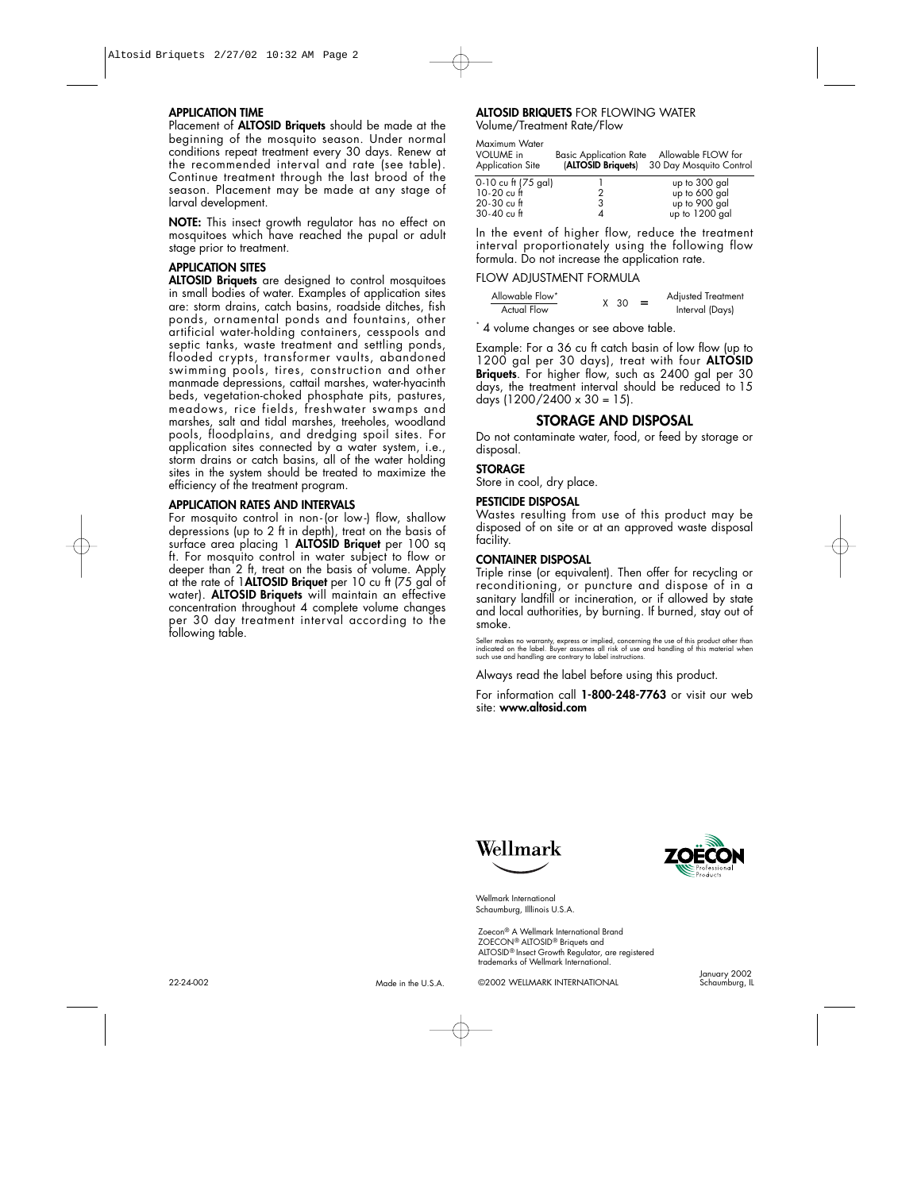### APPLICATION TIME

Placement of **ALTOSID Briquets** should be made at the beginning of the mosquito season. Under normal conditions repeat treatment every 30 days. Renew at the recommended interval and rate (see table). Continue treatment through the last brood of the season. Placement may be made at any stage of larval development.

**NOTE:** This insect growth regulator has no effect on mosquitoes which have reached the pupal or adult stage prior to treatment.

### APPLICATION SITES

**ALTOSID Briquets** are designed to control mosquitoes in small bodies of water. Examples of application sites are: storm drains, catch basins, roadside ditches, fish ponds, ornamental ponds and fountains, other artificial water-holding containers, cesspools and septic tanks, waste treatment and settling ponds, flooded crypts, transformer vaults, abandoned swimming pools, tires, construction and other manmade depressions, cattail marshes, water-hyacinth beds, vegetation-choked phosphate pits, pastures, meadows, rice fields, freshwater swamps and marshes, salt and tidal marshes, treeholes, woodland pools, floodplains, and dredging spoil sites. For application sites connected by a water system, i.e., storm drains or catch basins, all of the water holding sites in the system should be treated to maximize the efficiency of the treatment program.

### APPLICATION RATES AND INTERVALS

For mosquito control in non-(or low-) flow, shallow depressions (up to 2 ft in depth), treat on the basis of surface area placing 1 **ALTOSID Briquet** per 100 sq ft. For mosquito control in water subject to flow or deeper than 2 ft, treat on the basis of volume. Apply at the rate of 1**ALTOSID Briquet** per 10 cu ft (75 gal of water). **ALTOSID Briquets** will maintain an effective concentration throughout 4 complete volume changes per 30 day treatment interval according to the following table.

### ALTOSID BRIQUETS FOR FLOWING WATER

Volume/Treatment Rate/Flow

| Maximum Water VOLUME in Application Site | Basic Application Rate (**ALTOSID Briquets**) | Allowable FLOW for 30 Day Mosquito Control |
|---|---|---|
| 0-10 cu ft (75 gal) | 1 | up to 300 gal |
| 10-20 cu ft | 2 | up to 600 gal |
| 20-30 cu ft | 3 | up to 900 gal |
| 30-40 cu ft | 4 | up to 1200 gal |

In the event of higher flow, reduce the treatment interval proportionately using the following flow formula. Do not increase the application rate.

FLOW ADJUSTMENT FORMULA

$$\frac{\text{Allowable Flow}^*}{\text{Actual Flow}} \times 30 = \text{Adjusted Treatment Interval (Days)}$$

\* 4 volume changes or see above table.

Example: For a 36 cu ft catch basin of low flow (up to 1200 gal per 30 days), treat with four **ALTOSID Briquets**. For higher flow, such as 2400 gal per 30 days, the treatment interval should be reduced to 15 days (1200/2400 x 30 = 15).

## STORAGE AND DISPOSAL

Do not contaminate water, food, or feed by storage or disposal.

### STORAGE

Store in cool, dry place.

### PESTICIDE DISPOSAL

Wastes resulting from use of this product may be disposed of on site or at an approved waste disposal facility.

### CONTAINER DISPOSAL

Triple rinse (or equivalent). Then offer for recycling or reconditioning, or puncture and dispose of in a sanitary landfill or incineration, or if allowed by state and local authorities, by burning. If burned, stay out of smoke.

Seller makes no warranty, express or implied, concerning the use of this product other than indicated on the label. Buyer assumes all risk of use and handling of this material when such use and handling are contrary to label instructions.

Always read the label before using this product.

For information call **1-800-248-7763** or visit our web site: **www.altosid.com**

Wellmark

ZOËCON Professional Products

Wellmark International
Schaumburg, Illlinois U.S.A.

Zoecon® A Wellmark International Brand
ZOECON® ALTOSID® Briquets and
ALTOSID® Insect Growth Regulator, are registered trademarks of Wellmark International.

22-24-002 Made in the U.S.A. ©2002 WELLMARK INTERNATIONAL

January 2002
Schaumburg, IL